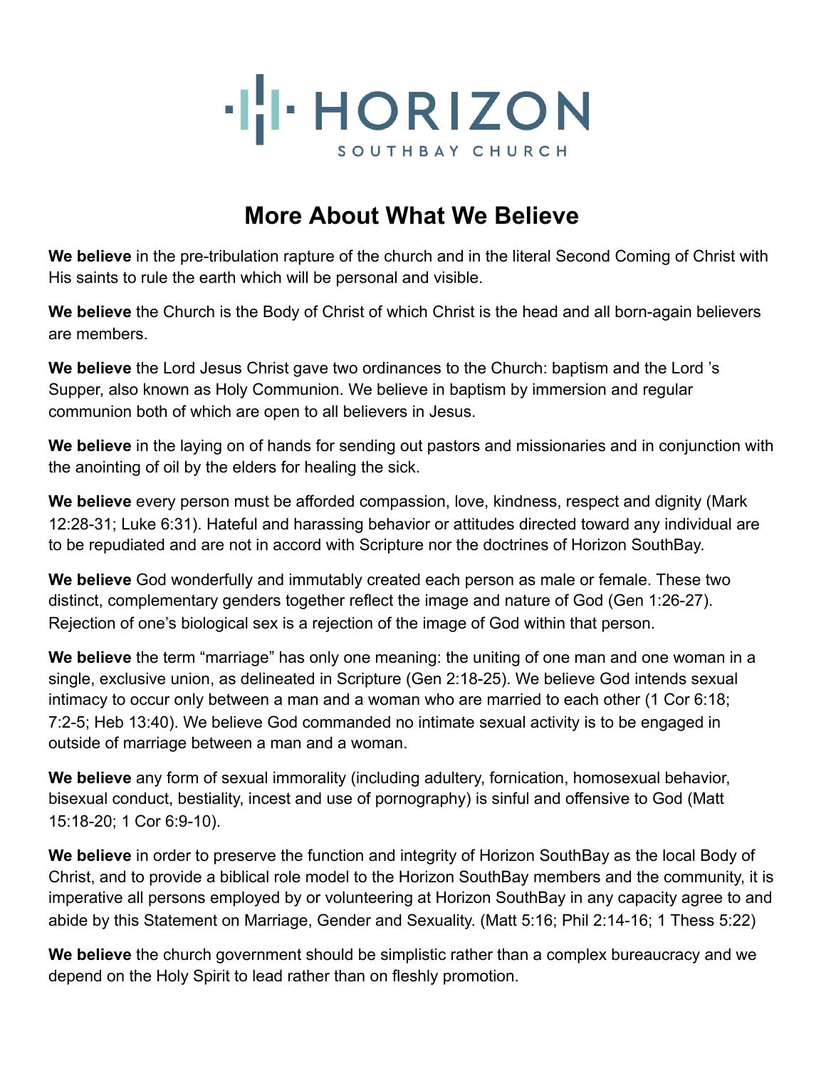HORIZON

SOUTHBAY CHURCH

# More About What We Believe

**We believe** in the pre-tribulation rapture of the church and in the literal Second Coming of Christ with His saints to rule the earth which will be personal and visible.

**We believe** the Church is the Body of Christ of which Christ is the head and all born-again believers are members.

**We believe** the Lord Jesus Christ gave two ordinances to the Church: baptism and the Lord 's Supper, also known as Holy Communion. We believe in baptism by immersion and regular communion both of which are open to all believers in Jesus.

**We believe** in the laying on of hands for sending out pastors and missionaries and in conjunction with the anointing of oil by the elders for healing the sick.

**We believe** every person must be afforded compassion, love, kindness, respect and dignity (Mark 12:28-31; Luke 6:31). Hateful and harassing behavior or attitudes directed toward any individual are to be repudiated and are not in accord with Scripture nor the doctrines of Horizon SouthBay.

**We believe** God wonderfully and immutably created each person as male or female. These two distinct, complementary genders together reflect the image and nature of God (Gen 1:26-27). Rejection of one's biological sex is a rejection of the image of God within that person.

**We believe** the term "marriage" has only one meaning: the uniting of one man and one woman in a single, exclusive union, as delineated in Scripture (Gen 2:18-25). We believe God intends sexual intimacy to occur only between a man and a woman who are married to each other (1 Cor 6:18; 7:2-5; Heb 13:40). We believe God commanded no intimate sexual activity is to be engaged in outside of marriage between a man and a woman.

**We believe** any form of sexual immorality (including adultery, fornication, homosexual behavior, bisexual conduct, bestiality, incest and use of pornography) is sinful and offensive to God (Matt 15:18-20; 1 Cor 6:9-10).

**We believe** in order to preserve the function and integrity of Horizon SouthBay as the local Body of Christ, and to provide a biblical role model to the Horizon SouthBay members and the community, it is imperative all persons employed by or volunteering at Horizon SouthBay in any capacity agree to and abide by this Statement on Marriage, Gender and Sexuality. (Matt 5:16; Phil 2:14-16; 1 Thess 5:22)

**We believe** the church government should be simplistic rather than a complex bureaucracy and we depend on the Holy Spirit to lead rather than on fleshly promotion.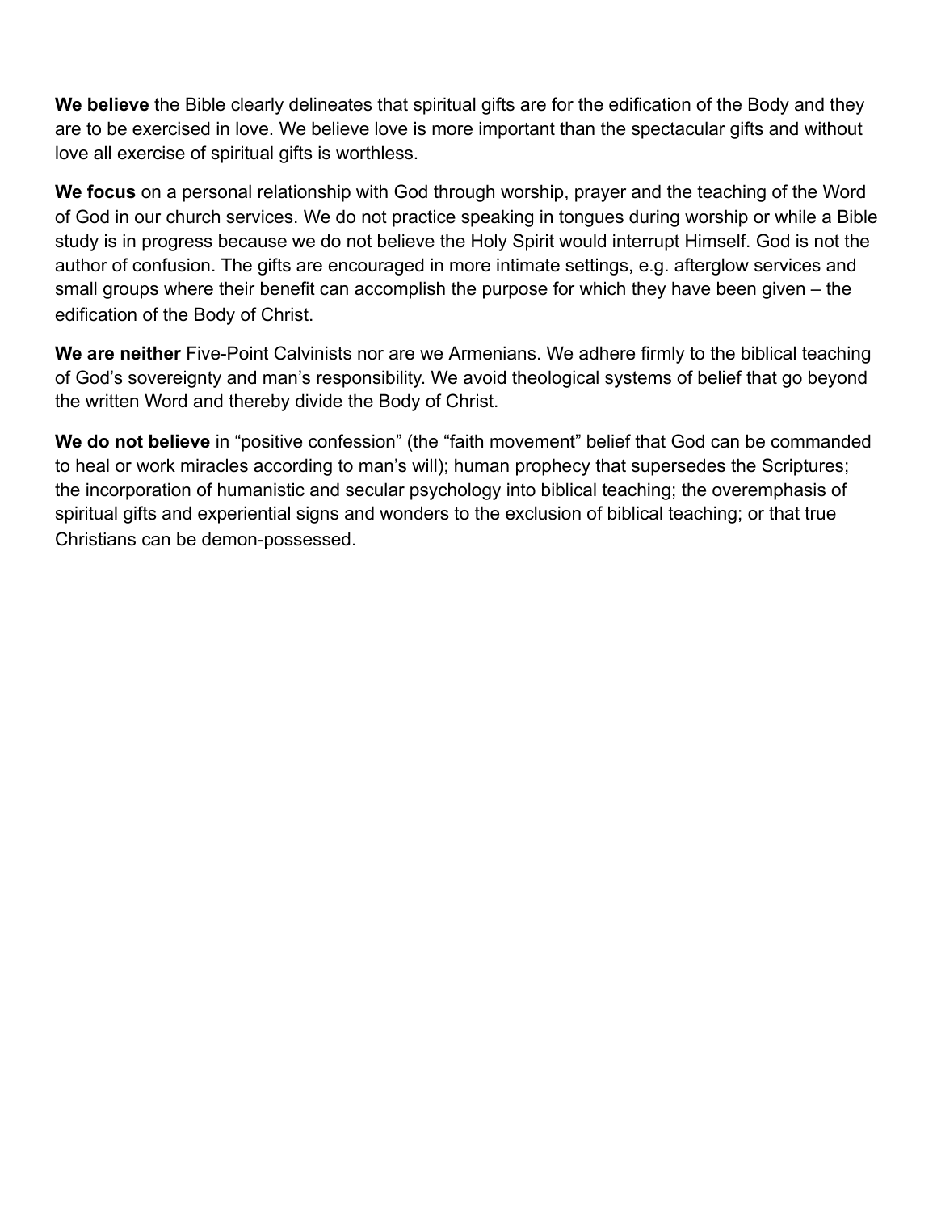**We believe** the Bible clearly delineates that spiritual gifts are for the edification of the Body and they are to be exercised in love. We believe love is more important than the spectacular gifts and without love all exercise of spiritual gifts is worthless.

**We focus** on a personal relationship with God through worship, prayer and the teaching of the Word of God in our church services. We do not practice speaking in tongues during worship or while a Bible study is in progress because we do not believe the Holy Spirit would interrupt Himself. God is not the author of confusion. The gifts are encouraged in more intimate settings, e.g. afterglow services and small groups where their benefit can accomplish the purpose for which they have been given – the edification of the Body of Christ.

**We are neither** Five-Point Calvinists nor are we Armenians. We adhere firmly to the biblical teaching of God's sovereignty and man's responsibility. We avoid theological systems of belief that go beyond the written Word and thereby divide the Body of Christ.

**We do not believe** in "positive confession" (the "faith movement" belief that God can be commanded to heal or work miracles according to man's will); human prophecy that supersedes the Scriptures; the incorporation of humanistic and secular psychology into biblical teaching; the overemphasis of spiritual gifts and experiential signs and wonders to the exclusion of biblical teaching; or that true Christians can be demon-possessed.